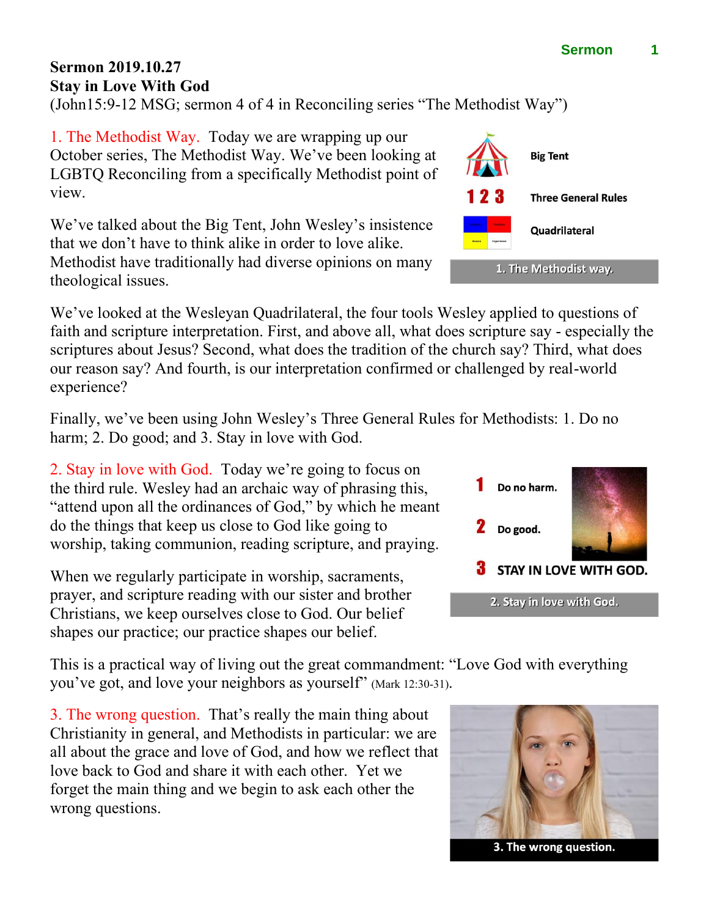**Sermon 2019.10.27**
**Stay in Love With God**
(John15:9-12 MSG; sermon 4 of 4 in Reconciling series "The Methodist Way")

1. The Methodist Way. Today we are wrapping up our October series, The Methodist Way. We've been looking at LGBTQ Reconciling from a specifically Methodist point of view.

We've talked about the Big Tent, John Wesley's insistence that we don't have to think alike in order to love alike. Methodist have traditionally had diverse opinions on many theological issues.

Big Tent
Three General Rules
Quadrilateral

1. The Methodist way.

We've looked at the Wesleyan Quadrilateral, the four tools Wesley applied to questions of faith and scripture interpretation. First, and above all, what does scripture say - especially the scriptures about Jesus? Second, what does the tradition of the church say? Third, what does our reason say? And fourth, is our interpretation confirmed or challenged by real-world experience?

Finally, we've been using John Wesley's Three General Rules for Methodists: 1. Do no harm; 2. Do good; and 3. Stay in love with God.

2. Stay in love with God. Today we're going to focus on the third rule. Wesley had an archaic way of phrasing this, "attend upon all the ordinances of God," by which he meant do the things that keep us close to God like going to worship, taking communion, reading scripture, and praying.

When we regularly participate in worship, sacraments, prayer, and scripture reading with our sister and brother Christians, we keep ourselves close to God. Our belief shapes our practice; our practice shapes our belief.

1 Do no harm.
2 Do good.
3 STAY IN LOVE WITH GOD.

2. Stay in love with God.

This is a practical way of living out the great commandment: "Love God with everything you've got, and love your neighbors as yourself" (Mark 12:30-31).

3. The wrong question. That's really the main thing about Christianity in general, and Methodists in particular: we are all about the grace and love of God, and how we reflect that love back to God and share it with each other. Yet we forget the main thing and we begin to ask each other the wrong questions.

3. The wrong question.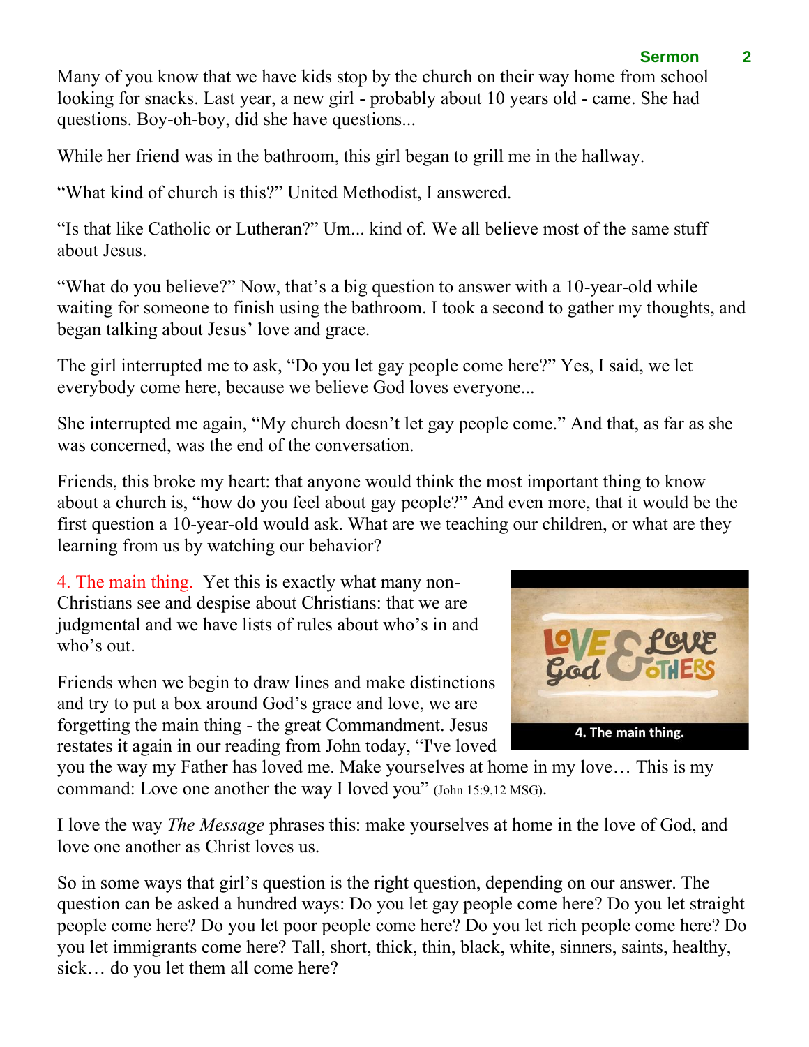Many of you know that we have kids stop by the church on their way home from school looking for snacks. Last year, a new girl - probably about 10 years old - came. She had questions. Boy-oh-boy, did she have questions...

While her friend was in the bathroom, this girl began to grill me in the hallway.

"What kind of church is this?" United Methodist, I answered.

"Is that like Catholic or Lutheran?" Um... kind of. We all believe most of the same stuff about Jesus.

"What do you believe?" Now, that's a big question to answer with a 10-year-old while waiting for someone to finish using the bathroom. I took a second to gather my thoughts, and began talking about Jesus' love and grace.

The girl interrupted me to ask, "Do you let gay people come here?" Yes, I said, we let everybody come here, because we believe God loves everyone...

She interrupted me again, "My church doesn't let gay people come." And that, as far as she was concerned, was the end of the conversation.

Friends, this broke my heart: that anyone would think the most important thing to know about a church is, "how do you feel about gay people?" And even more, that it would be the first question a 10-year-old would ask. What are we teaching our children, or what are they learning from us by watching our behavior?

4. The main thing. Yet this is exactly what many non-Christians see and despise about Christians: that we are judgmental and we have lists of rules about who's in and who's out.

Friends when we begin to draw lines and make distinctions and try to put a box around God's grace and love, we are forgetting the main thing - the great Commandment. Jesus restates it again in our reading from John today, "I've loved you the way my Father has loved me. Make yourselves at home in my love… This is my command: Love one another the way I loved you" (John 15:9,12 MSG).

I love the way *The Message* phrases this: make yourselves at home in the love of God, and love one another as Christ loves us.

So in some ways that girl's question is the right question, depending on our answer. The question can be asked a hundred ways: Do you let gay people come here? Do you let straight people come here? Do you let poor people come here? Do you let rich people come here? Do you let immigrants come here? Tall, short, thick, thin, black, white, sinners, saints, healthy, sick… do you let them all come here?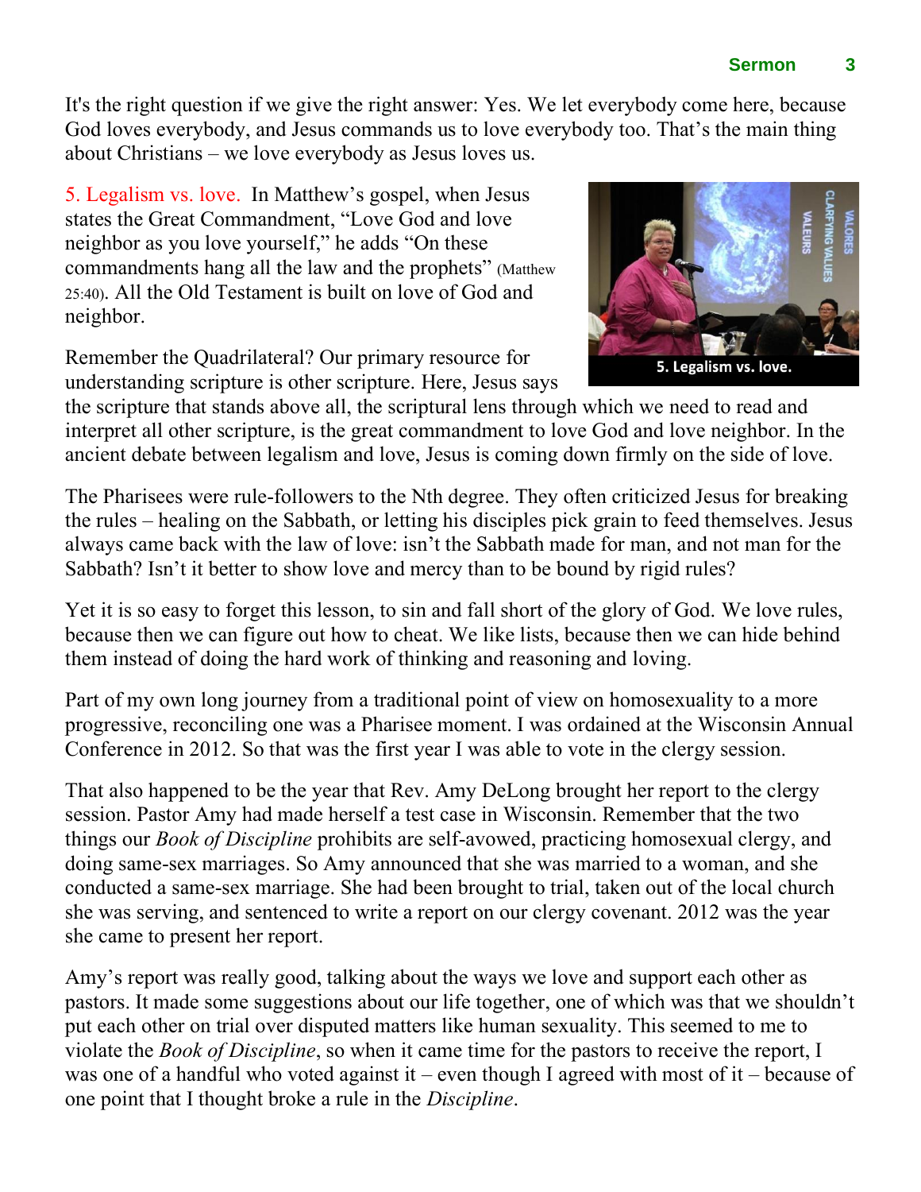It's the right question if we give the right answer: Yes. We let everybody come here, because God loves everybody, and Jesus commands us to love everybody too. That's the main thing about Christians – we love everybody as Jesus loves us.

5. Legalism vs. love. In Matthew's gospel, when Jesus states the Great Commandment, "Love God and love neighbor as you love yourself," he adds "On these commandments hang all the law and the prophets" (Matthew 25:40). All the Old Testament is built on love of God and neighbor.

5. Legalism vs. love.

Remember the Quadrilateral? Our primary resource for understanding scripture is other scripture. Here, Jesus says the scripture that stands above all, the scriptural lens through which we need to read and interpret all other scripture, is the great commandment to love God and love neighbor. In the ancient debate between legalism and love, Jesus is coming down firmly on the side of love.

The Pharisees were rule-followers to the Nth degree. They often criticized Jesus for breaking the rules – healing on the Sabbath, or letting his disciples pick grain to feed themselves. Jesus always came back with the law of love: isn't the Sabbath made for man, and not man for the Sabbath? Isn't it better to show love and mercy than to be bound by rigid rules?

Yet it is so easy to forget this lesson, to sin and fall short of the glory of God. We love rules, because then we can figure out how to cheat. We like lists, because then we can hide behind them instead of doing the hard work of thinking and reasoning and loving.

Part of my own long journey from a traditional point of view on homosexuality to a more progressive, reconciling one was a Pharisee moment. I was ordained at the Wisconsin Annual Conference in 2012. So that was the first year I was able to vote in the clergy session.

That also happened to be the year that Rev. Amy DeLong brought her report to the clergy session. Pastor Amy had made herself a test case in Wisconsin. Remember that the two things our *Book of Discipline* prohibits are self-avowed, practicing homosexual clergy, and doing same-sex marriages. So Amy announced that she was married to a woman, and she conducted a same-sex marriage. She had been brought to trial, taken out of the local church she was serving, and sentenced to write a report on our clergy covenant. 2012 was the year she came to present her report.

Amy's report was really good, talking about the ways we love and support each other as pastors. It made some suggestions about our life together, one of which was that we shouldn't put each other on trial over disputed matters like human sexuality. This seemed to me to violate the *Book of Discipline*, so when it came time for the pastors to receive the report, I was one of a handful who voted against it – even though I agreed with most of it – because of one point that I thought broke a rule in the *Discipline*.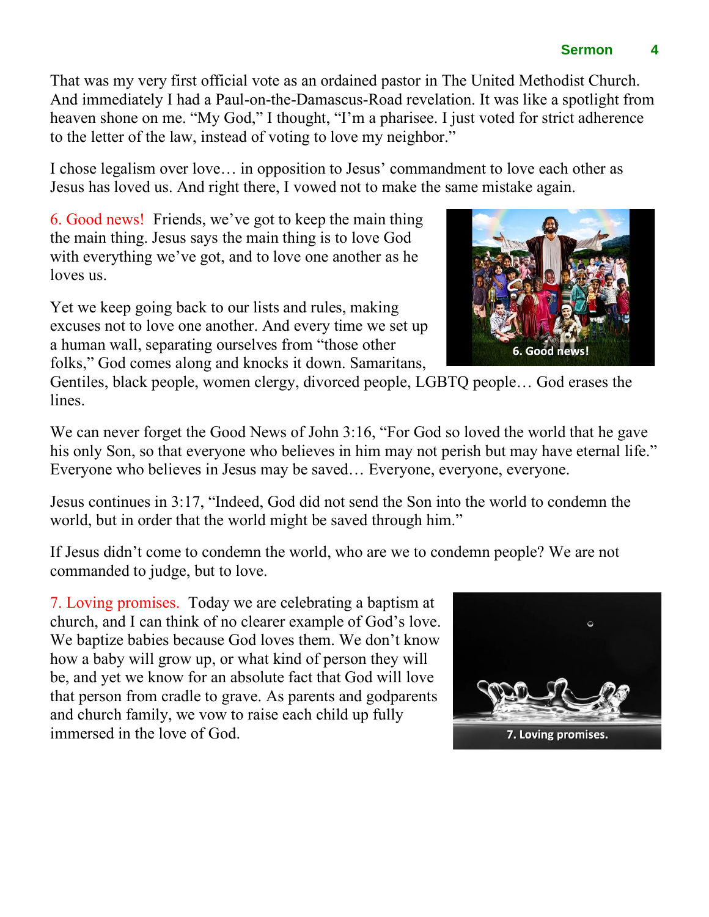That was my very first official vote as an ordained pastor in The United Methodist Church. And immediately I had a Paul-on-the-Damascus-Road revelation. It was like a spotlight from heaven shone on me. "My God," I thought, "I'm a pharisee. I just voted for strict adherence to the letter of the law, instead of voting to love my neighbor."

I chose legalism over love… in opposition to Jesus' commandment to love each other as Jesus has loved us. And right there, I vowed not to make the same mistake again.

6. Good news! Friends, we've got to keep the main thing the main thing. Jesus says the main thing is to love God with everything we've got, and to love one another as he loves us.

Yet we keep going back to our lists and rules, making excuses not to love one another. And every time we set up a human wall, separating ourselves from "those other folks," God comes along and knocks it down. Samaritans, Gentiles, black people, women clergy, divorced people, LGBTQ people… God erases the lines.

We can never forget the Good News of John 3:16, "For God so loved the world that he gave his only Son, so that everyone who believes in him may not perish but may have eternal life." Everyone who believes in Jesus may be saved… Everyone, everyone, everyone.

Jesus continues in 3:17, "Indeed, God did not send the Son into the world to condemn the world, but in order that the world might be saved through him."

If Jesus didn't come to condemn the world, who are we to condemn people? We are not commanded to judge, but to love.

7. Loving promises. Today we are celebrating a baptism at church, and I can think of no clearer example of God's love. We baptize babies because God loves them. We don't know how a baby will grow up, or what kind of person they will be, and yet we know for an absolute fact that God will love that person from cradle to grave. As parents and godparents and church family, we vow to raise each child up fully immersed in the love of God.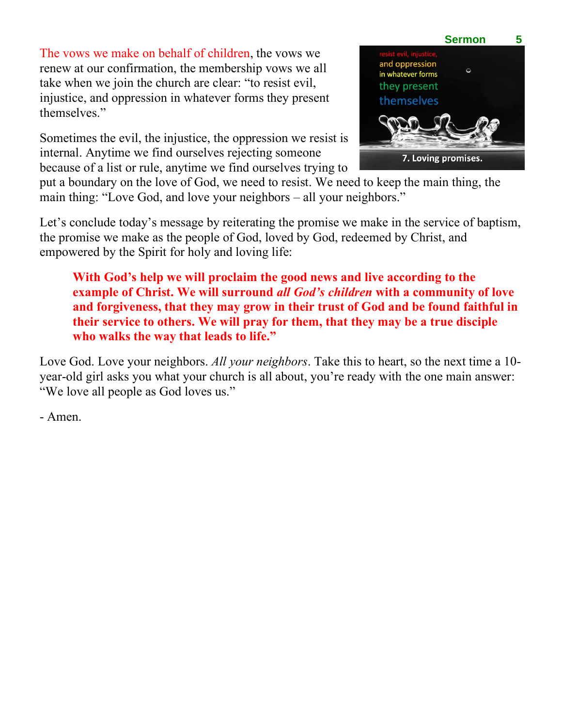The vows we make on behalf of children, the vows we renew at our confirmation, the membership vows we all take when we join the church are clear: "to resist evil, injustice, and oppression in whatever forms they present themselves."

Sometimes the evil, the injustice, the oppression we resist is internal. Anytime we find ourselves rejecting someone because of a list or rule, anytime we find ourselves trying to put a boundary on the love of God, we need to resist. We need to keep the main thing, the main thing: "Love God, and love your neighbors – all your neighbors."

Let's conclude today's message by reiterating the promise we make in the service of baptism, the promise we make as the people of God, loved by God, redeemed by Christ, and empowered by the Spirit for holy and loving life:

> **With God's help we will proclaim the good news and live according to the example of Christ. We will surround *all God's children* with a community of love and forgiveness, that they may grow in their trust of God and be found faithful in their service to others. We will pray for them, that they may be a true disciple who walks the way that leads to life."**

Love God. Love your neighbors. *All your neighbors*. Take this to heart, so the next time a 10-year-old girl asks you what your church is all about, you're ready with the one main answer: "We love all people as God loves us."

- Amen.